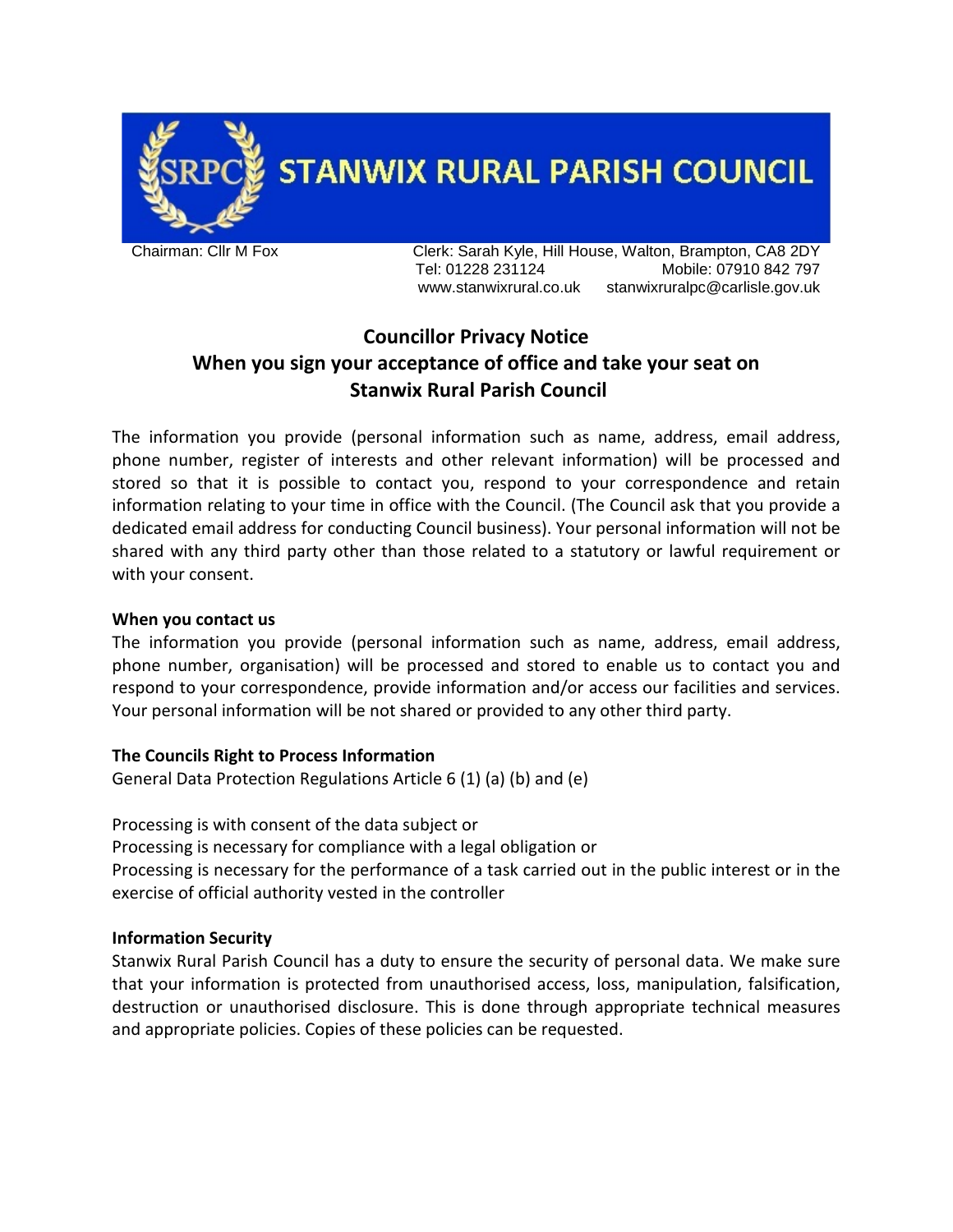# STANWIX RURAL PARISH COUNCIL

Chairman: Cllr M Fox

Clerk: Sarah Kyle, Hill House, Walton, Brampton, CA8 2DY
Tel: 01228 231124 Mobile: 07910 842 797
www.stanwixrural.co.uk stanwixruralpc@carlisle.gov.uk

## Councillor Privacy Notice
## When you sign your acceptance of office and take your seat on Stanwix Rural Parish Council

The information you provide (personal information such as name, address, email address, phone number, register of interests and other relevant information) will be processed and stored so that it is possible to contact you, respond to your correspondence and retain information relating to your time in office with the Council. (The Council ask that you provide a dedicated email address for conducting Council business). Your personal information will not be shared with any third party other than those related to a statutory or lawful requirement or with your consent.

**When you contact us**

The information you provide (personal information such as name, address, email address, phone number, organisation) will be processed and stored to enable us to contact you and respond to your correspondence, provide information and/or access our facilities and services. Your personal information will be not shared or provided to any other third party.

**The Councils Right to Process Information**

General Data Protection Regulations Article 6 (1) (a) (b) and (e)

Processing is with consent of the data subject or
Processing is necessary for compliance with a legal obligation or
Processing is necessary for the performance of a task carried out in the public interest or in the exercise of official authority vested in the controller

**Information Security**

Stanwix Rural Parish Council has a duty to ensure the security of personal data. We make sure that your information is protected from unauthorised access, loss, manipulation, falsification, destruction or unauthorised disclosure. This is done through appropriate technical measures and appropriate policies. Copies of these policies can be requested.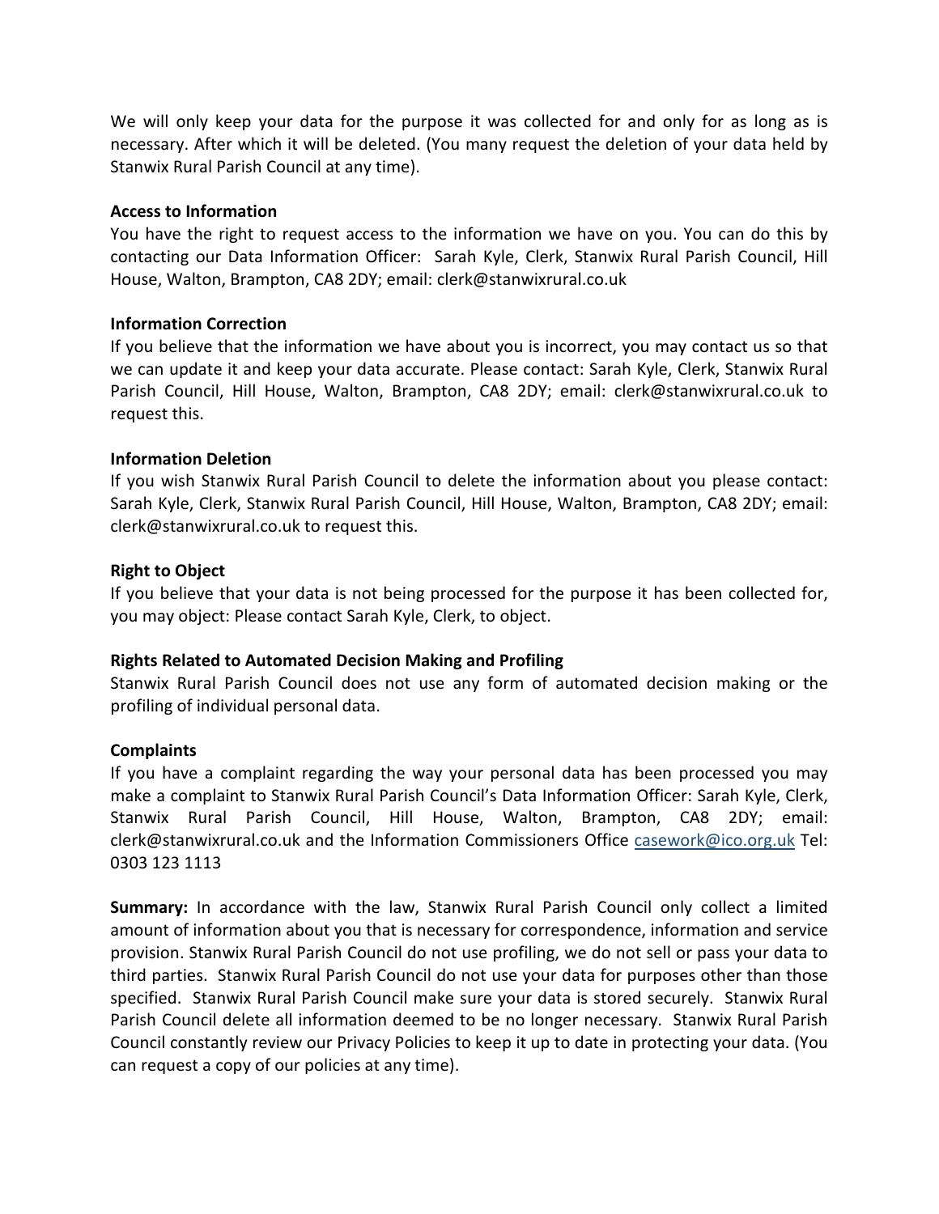We will only keep your data for the purpose it was collected for and only for as long as is necessary. After which it will be deleted. (You many request the deletion of your data held by Stanwix Rural Parish Council at any time).

**Access to Information**
You have the right to request access to the information we have on you. You can do this by contacting our Data Information Officer: Sarah Kyle, Clerk, Stanwix Rural Parish Council, Hill House, Walton, Brampton, CA8 2DY; email: clerk@stanwixrural.co.uk

**Information Correction**
If you believe that the information we have about you is incorrect, you may contact us so that we can update it and keep your data accurate. Please contact: Sarah Kyle, Clerk, Stanwix Rural Parish Council, Hill House, Walton, Brampton, CA8 2DY; email: clerk@stanwixrural.co.uk to request this.

**Information Deletion**
If you wish Stanwix Rural Parish Council to delete the information about you please contact: Sarah Kyle, Clerk, Stanwix Rural Parish Council, Hill House, Walton, Brampton, CA8 2DY; email: clerk@stanwixrural.co.uk to request this.

**Right to Object**
If you believe that your data is not being processed for the purpose it has been collected for, you may object: Please contact Sarah Kyle, Clerk, to object.

**Rights Related to Automated Decision Making and Profiling**
Stanwix Rural Parish Council does not use any form of automated decision making or the profiling of individual personal data.

**Complaints**
If you have a complaint regarding the way your personal data has been processed you may make a complaint to Stanwix Rural Parish Council's Data Information Officer: Sarah Kyle, Clerk, Stanwix Rural Parish Council, Hill House, Walton, Brampton, CA8 2DY; email: clerk@stanwixrural.co.uk and the Information Commissioners Office casework@ico.org.uk Tel: 0303 123 1113

**Summary:** In accordance with the law, Stanwix Rural Parish Council only collect a limited amount of information about you that is necessary for correspondence, information and service provision. Stanwix Rural Parish Council do not use profiling, we do not sell or pass your data to third parties. Stanwix Rural Parish Council do not use your data for purposes other than those specified. Stanwix Rural Parish Council make sure your data is stored securely. Stanwix Rural Parish Council delete all information deemed to be no longer necessary. Stanwix Rural Parish Council constantly review our Privacy Policies to keep it up to date in protecting your data. (You can request a copy of our policies at any time).